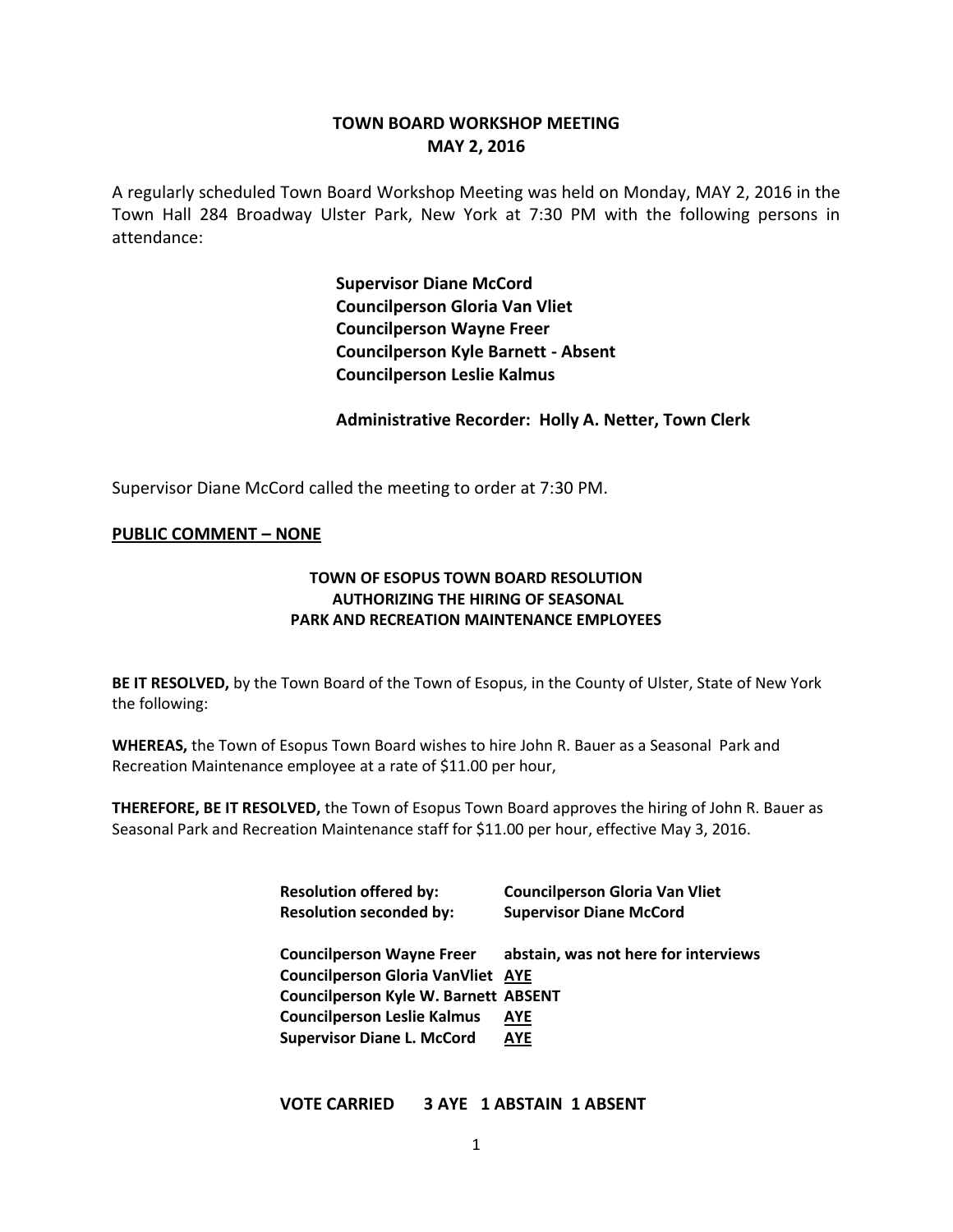# TOWN BOARD WORKSHOP MEETING
## MAY 2, 2016

A regularly scheduled Town Board Workshop Meeting was held on Monday, MAY 2, 2016 in the Town Hall 284 Broadway Ulster Park, New York at 7:30 PM with the following persons in attendance:

**Supervisor Diane McCord**
**Councilperson Gloria Van Vliet**
**Councilperson Wayne Freer**
**Councilperson Kyle Barnett - Absent**
**Councilperson Leslie Kalmus**

**Administrative Recorder: Holly A. Netter, Town Clerk**

Supervisor Diane McCord called the meeting to order at 7:30 PM.

**PUBLIC COMMENT – NONE**

### TOWN OF ESOPUS TOWN BOARD RESOLUTION AUTHORIZING THE HIRING OF SEASONAL PARK AND RECREATION MAINTENANCE EMPLOYEES

**BE IT RESOLVED,** by the Town Board of the Town of Esopus, in the County of Ulster, State of New York the following:

**WHEREAS,** the Town of Esopus Town Board wishes to hire John R. Bauer as a Seasonal Park and Recreation Maintenance employee at a rate of $11.00 per hour,

**THEREFORE, BE IT RESOLVED,** the Town of Esopus Town Board approves the hiring of John R. Bauer as Seasonal Park and Recreation Maintenance staff for $11.00 per hour, effective May 3, 2016.

**Resolution offered by:** **Councilperson Gloria Van Vliet**
**Resolution seconded by:** **Supervisor Diane McCord**

**Councilperson Wayne Freer** **abstain, was not here for interviews**
**Councilperson Gloria VanVliet** **AYE**
**Councilperson Kyle W. Barnett** **ABSENT**
**Councilperson Leslie Kalmus** **AYE**
**Supervisor Diane L. McCord** **AYE**

**VOTE CARRIED 3 AYE 1 ABSTAIN 1 ABSENT**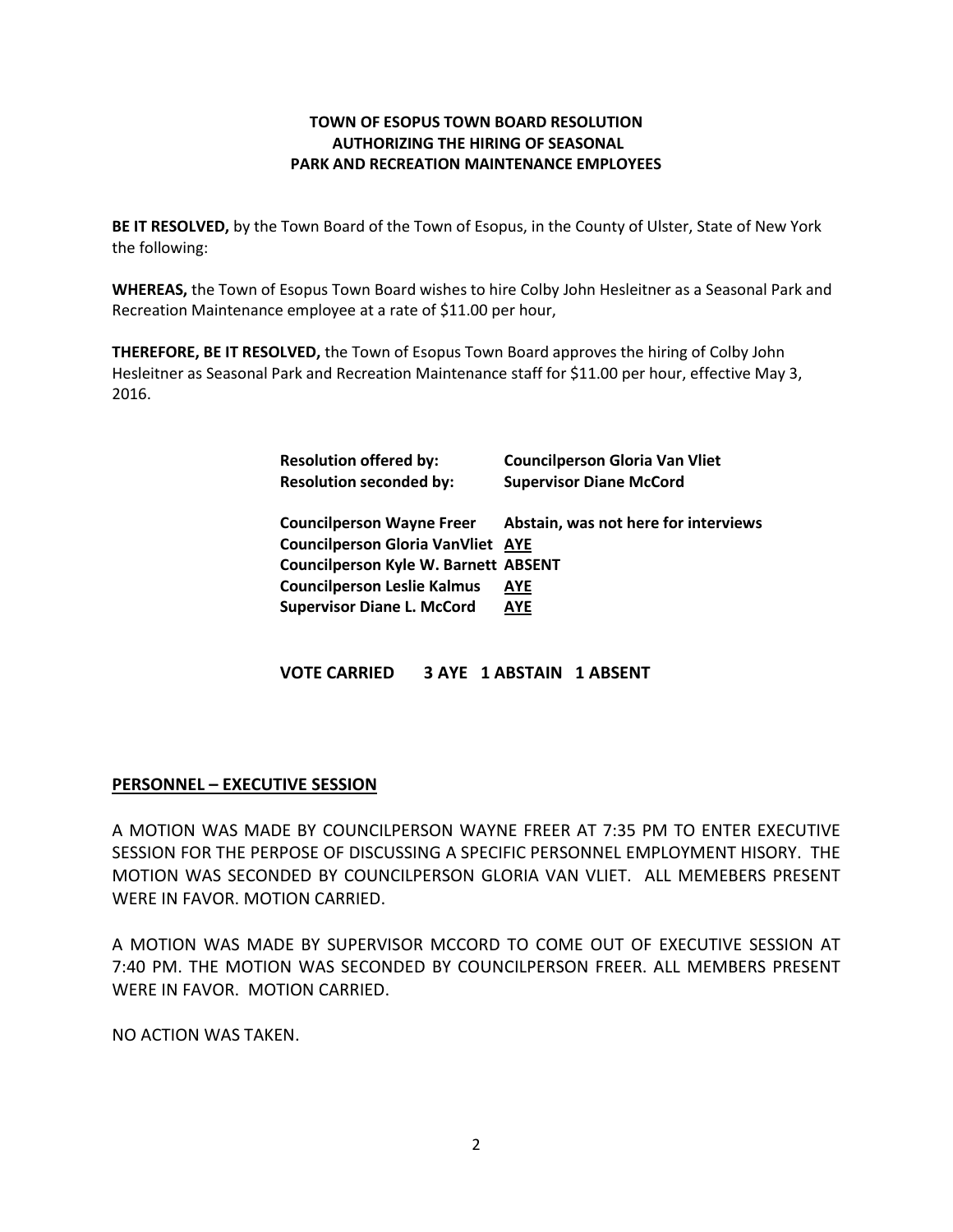**TOWN OF ESOPUS TOWN BOARD RESOLUTION**
**AUTHORIZING THE HIRING OF SEASONAL**
**PARK AND RECREATION MAINTENANCE EMPLOYEES**

**BE IT RESOLVED,** by the Town Board of the Town of Esopus, in the County of Ulster, State of New York the following:

**WHEREAS,** the Town of Esopus Town Board wishes to hire Colby John Hesleitner as a Seasonal Park and Recreation Maintenance employee at a rate of $11.00 per hour,

**THEREFORE, BE IT RESOLVED,** the Town of Esopus Town Board approves the hiring of Colby John Hesleitner as Seasonal Park and Recreation Maintenance staff for $11.00 per hour, effective May 3, 2016.

**Resolution offered by:** **Councilperson Gloria Van Vliet**
**Resolution seconded by:** **Supervisor Diane McCord**

**Councilperson Wayne Freer** **Abstain, was not here for interviews**
**Councilperson Gloria VanVliet** **AYE**
**Councilperson Kyle W. Barnett** **ABSENT**
**Councilperson Leslie Kalmus** **AYE**
**Supervisor Diane L. McCord** **AYE**

**VOTE CARRIED 3 AYE 1 ABSTAIN 1 ABSENT**

**PERSONNEL – EXECUTIVE SESSION**

A MOTION WAS MADE BY COUNCILPERSON WAYNE FREER AT 7:35 PM TO ENTER EXECUTIVE SESSION FOR THE PERPOSE OF DISCUSSING A SPECIFIC PERSONNEL EMPLOYMENT HISORY. THE MOTION WAS SECONDED BY COUNCILPERSON GLORIA VAN VLIET. ALL MEMEBERS PRESENT WERE IN FAVOR. MOTION CARRIED.

A MOTION WAS MADE BY SUPERVISOR MCCORD TO COME OUT OF EXECUTIVE SESSION AT 7:40 PM. THE MOTION WAS SECONDED BY COUNCILPERSON FREER. ALL MEMBERS PRESENT WERE IN FAVOR. MOTION CARRIED.

NO ACTION WAS TAKEN.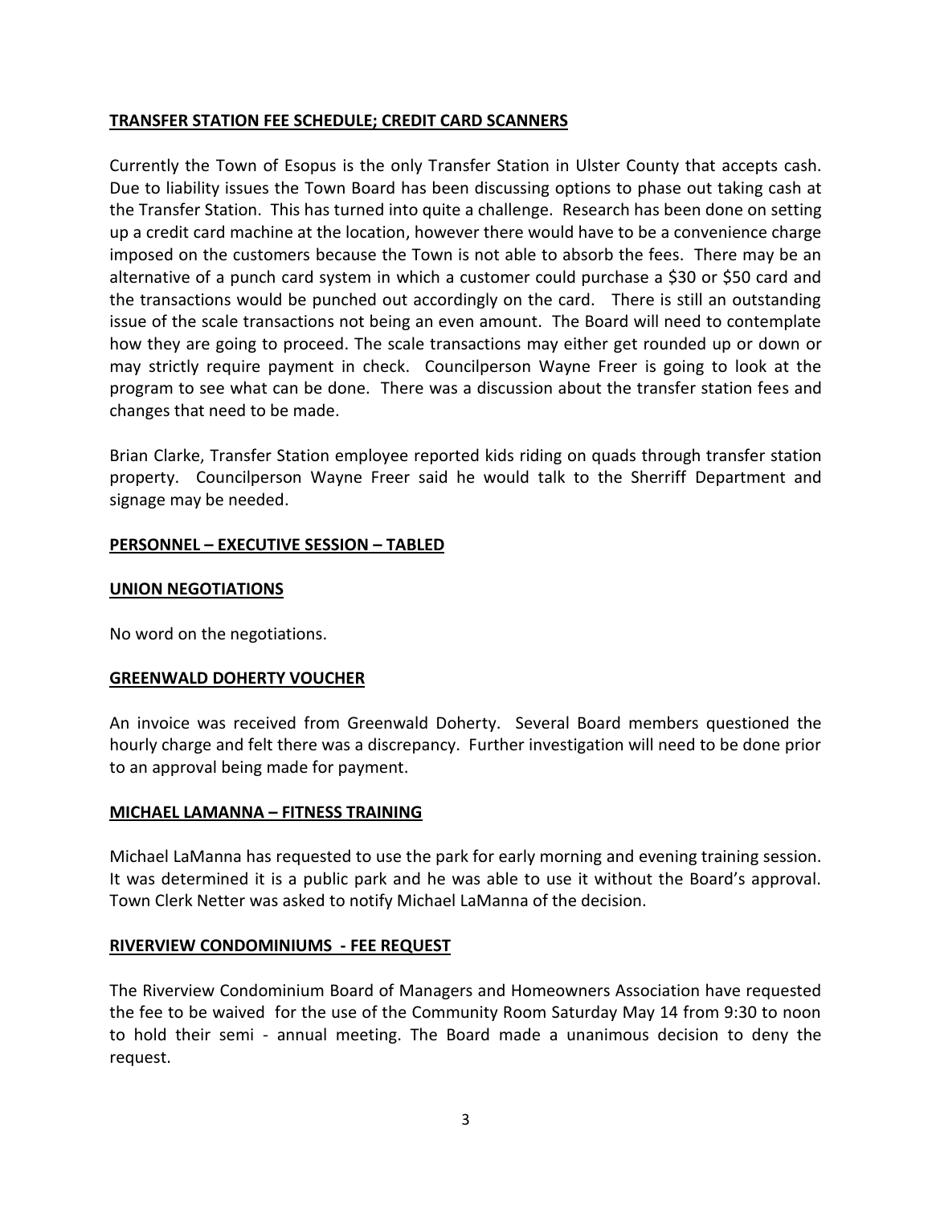**TRANSFER STATION FEE SCHEDULE; CREDIT CARD SCANNERS**

Currently the Town of Esopus is the only Transfer Station in Ulster County that accepts cash. Due to liability issues the Town Board has been discussing options to phase out taking cash at the Transfer Station. This has turned into quite a challenge. Research has been done on setting up a credit card machine at the location, however there would have to be a convenience charge imposed on the customers because the Town is not able to absorb the fees. There may be an alternative of a punch card system in which a customer could purchase a $30 or $50 card and the transactions would be punched out accordingly on the card. There is still an outstanding issue of the scale transactions not being an even amount. The Board will need to contemplate how they are going to proceed. The scale transactions may either get rounded up or down or may strictly require payment in check. Councilperson Wayne Freer is going to look at the program to see what can be done. There was a discussion about the transfer station fees and changes that need to be made.

Brian Clarke, Transfer Station employee reported kids riding on quads through transfer station property. Councilperson Wayne Freer said he would talk to the Sherriff Department and signage may be needed.

**PERSONNEL – EXECUTIVE SESSION – TABLED**

**UNION NEGOTIATIONS**

No word on the negotiations.

**GREENWALD DOHERTY VOUCHER**

An invoice was received from Greenwald Doherty. Several Board members questioned the hourly charge and felt there was a discrepancy. Further investigation will need to be done prior to an approval being made for payment.

**MICHAEL LAMANNA – FITNESS TRAINING**

Michael LaManna has requested to use the park for early morning and evening training session. It was determined it is a public park and he was able to use it without the Board's approval. Town Clerk Netter was asked to notify Michael LaManna of the decision.

**RIVERVIEW CONDOMINIUMS - FEE REQUEST**

The Riverview Condominium Board of Managers and Homeowners Association have requested the fee to be waived for the use of the Community Room Saturday May 14 from 9:30 to noon to hold their semi - annual meeting. The Board made a unanimous decision to deny the request.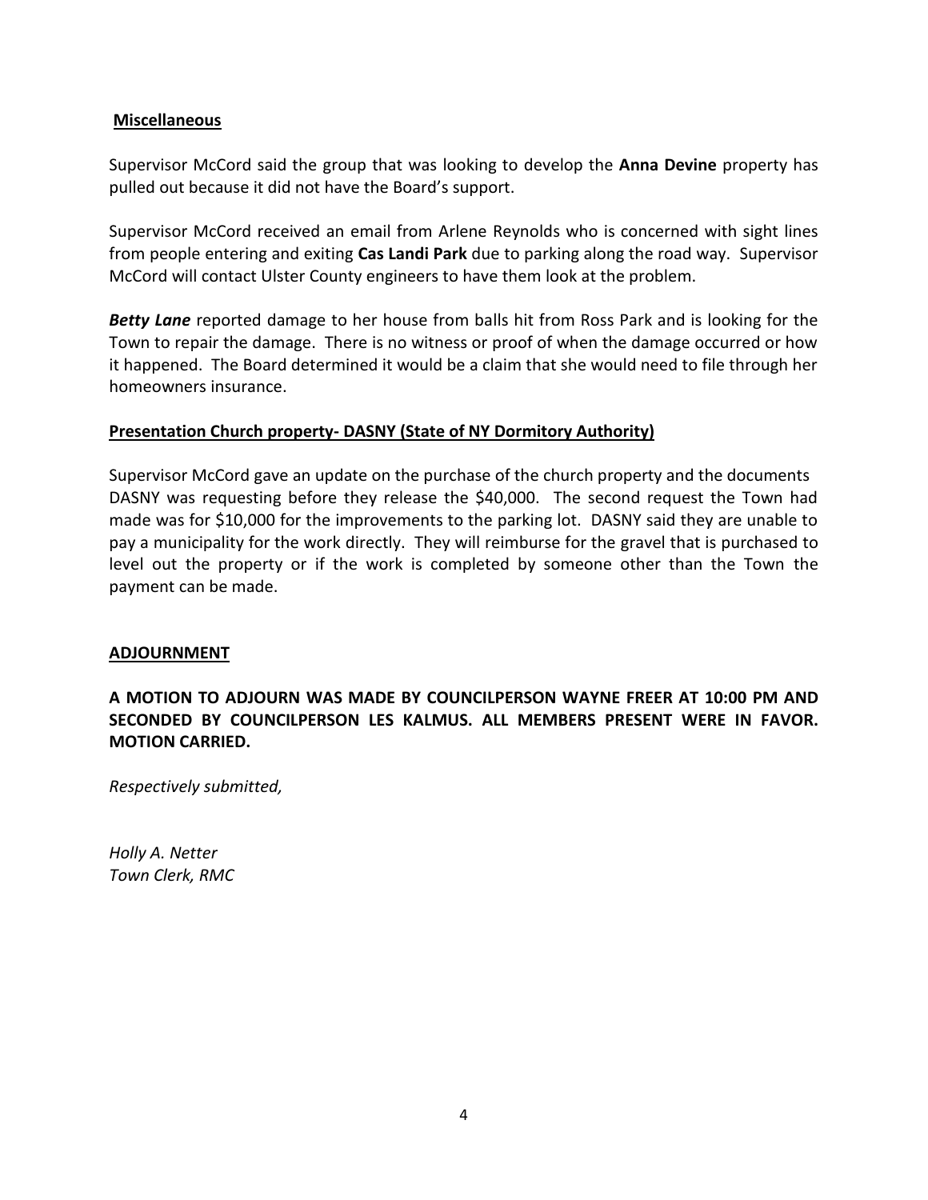**Miscellaneous**

Supervisor McCord said the group that was looking to develop the **Anna Devine** property has pulled out because it did not have the Board's support.

Supervisor McCord received an email from Arlene Reynolds who is concerned with sight lines from people entering and exiting **Cas Landi Park** due to parking along the road way. Supervisor McCord will contact Ulster County engineers to have them look at the problem.

***Betty Lane*** reported damage to her house from balls hit from Ross Park and is looking for the Town to repair the damage. There is no witness or proof of when the damage occurred or how it happened. The Board determined it would be a claim that she would need to file through her homeowners insurance.

**Presentation Church property- DASNY (State of NY Dormitory Authority)**

Supervisor McCord gave an update on the purchase of the church property and the documents DASNY was requesting before they release the $40,000. The second request the Town had made was for $10,000 for the improvements to the parking lot. DASNY said they are unable to pay a municipality for the work directly. They will reimburse for the gravel that is purchased to level out the property or if the work is completed by someone other than the Town the payment can be made.

**ADJOURNMENT**

**A MOTION TO ADJOURN WAS MADE BY COUNCILPERSON WAYNE FREER AT 10:00 PM AND SECONDED BY COUNCILPERSON LES KALMUS. ALL MEMBERS PRESENT WERE IN FAVOR. MOTION CARRIED.**

*Respectively submitted,*

*Holly A. Netter*
*Town Clerk, RMC*